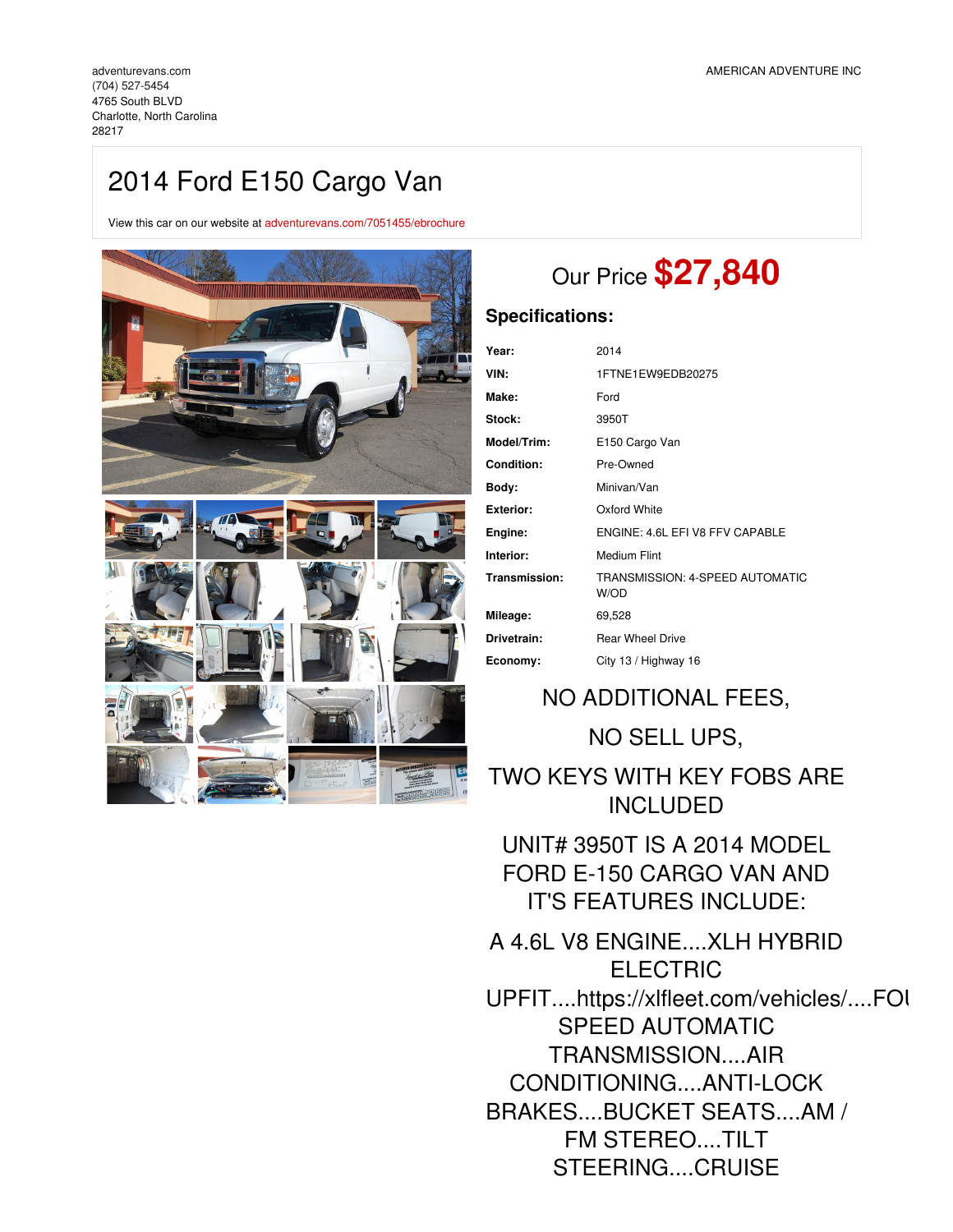adventurevans.com
(704) 527-5454
4765 South BLVD
Charlotte, North Carolina
28217

AMERICAN ADVENTURE INC

# 2014 Ford E150 Cargo Van

View this car on our website at adventurevans.com/7051455/ebrochure

## Our Price **$27,840**

### Specifications:

| | |
|---|---|
| **Year:** | 2014 |
| **VIN:** | 1FTNE1EW9EDB20275 |
| **Make:** | Ford |
| **Stock:** | 3950T |
| **Model/Trim:** | E150 Cargo Van |
| **Condition:** | Pre-Owned |
| **Body:** | Minivan/Van |
| **Exterior:** | Oxford White |
| **Engine:** | ENGINE: 4.6L EFI V8 FFV CAPABLE |
| **Interior:** | Medium Flint |
| **Transmission:** | TRANSMISSION: 4-SPEED AUTOMATIC W/OD |
| **Mileage:** | 69,528 |
| **Drivetrain:** | Rear Wheel Drive |
| **Economy:** | City 13 / Highway 16 |

NO ADDITIONAL FEES,

NO SELL UPS,

TWO KEYS WITH KEY FOBS ARE INCLUDED

UNIT# 3950T IS A 2014 MODEL FORD E-150 CARGO VAN AND IT'S FEATURES INCLUDE:

A 4.6L V8 ENGINE....XLH HYBRID ELECTRIC UPFIT....https://xlfleet.com/vehicles/....FOU SPEED AUTOMATIC TRANSMISSION....AIR CONDITIONING....ANTI-LOCK BRAKES....BUCKET SEATS....AM / FM STEREO....TILT STEERING....CRUISE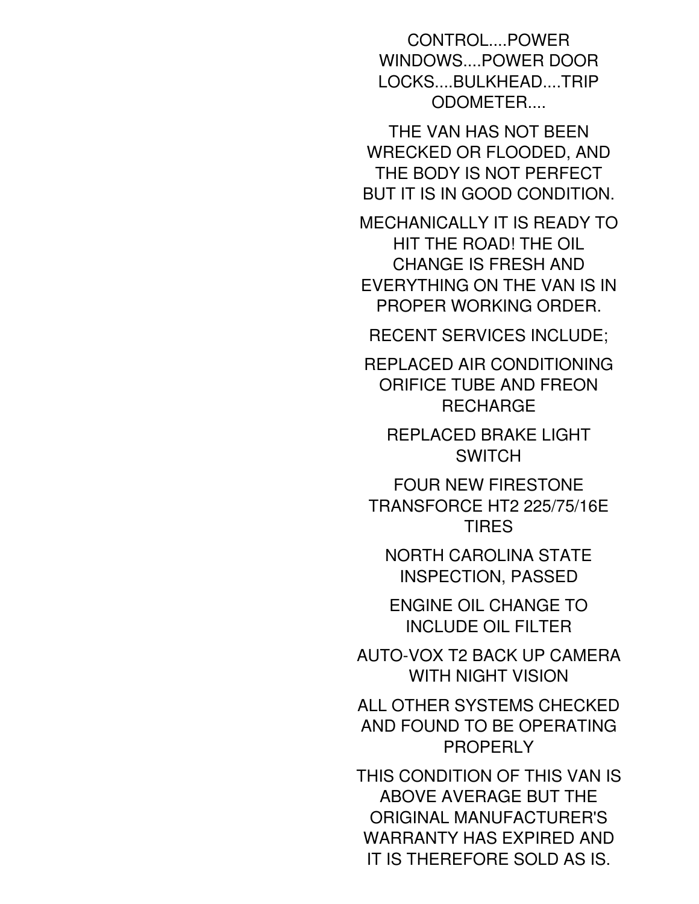CONTROL....POWER WINDOWS....POWER DOOR LOCKS....BULKHEAD....TRIP ODOMETER....

THE VAN HAS NOT BEEN WRECKED OR FLOODED, AND THE BODY IS NOT PERFECT BUT IT IS IN GOOD CONDITION.

MECHANICALLY IT IS READY TO HIT THE ROAD! THE OIL CHANGE IS FRESH AND EVERYTHING ON THE VAN IS IN PROPER WORKING ORDER.

RECENT SERVICES INCLUDE;

REPLACED AIR CONDITIONING ORIFICE TUBE AND FREON RECHARGE

REPLACED BRAKE LIGHT SWITCH

FOUR NEW FIRESTONE TRANSFORCE HT2 225/75/16E TIRES

NORTH CAROLINA STATE INSPECTION, PASSED

ENGINE OIL CHANGE TO INCLUDE OIL FILTER

AUTO-VOX T2 BACK UP CAMERA WITH NIGHT VISION

ALL OTHER SYSTEMS CHECKED AND FOUND TO BE OPERATING PROPERLY

THIS CONDITION OF THIS VAN IS ABOVE AVERAGE BUT THE ORIGINAL MANUFACTURER'S WARRANTY HAS EXPIRED AND IT IS THEREFORE SOLD AS IS.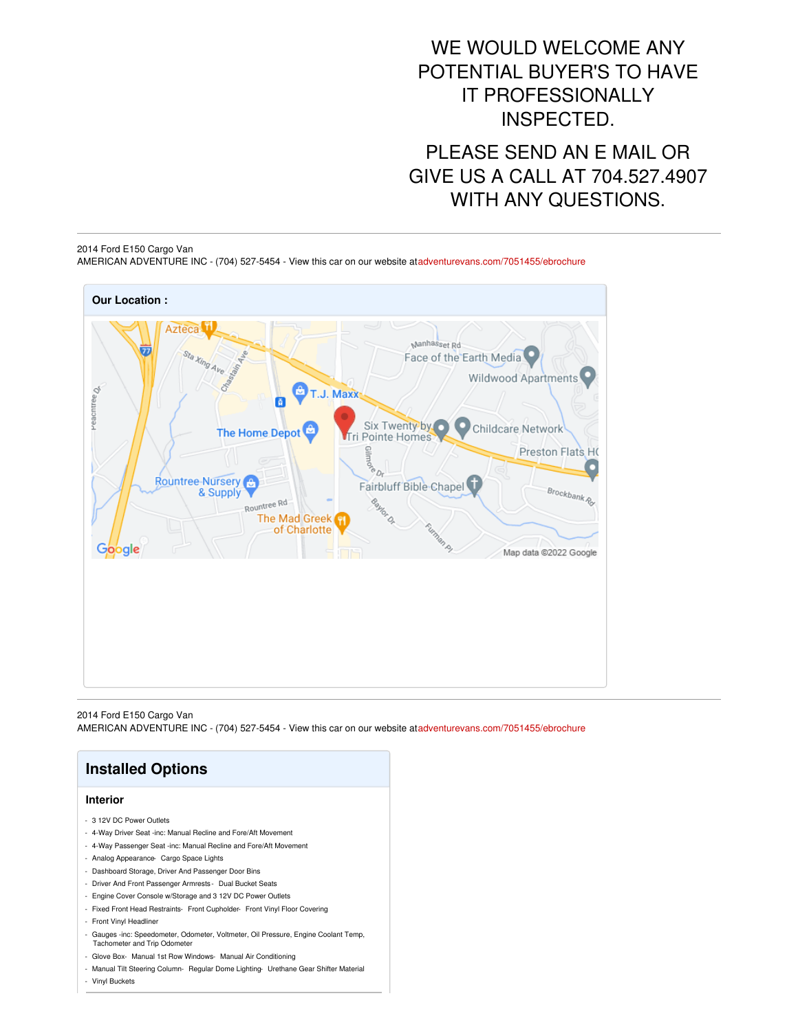WE WOULD WELCOME ANY POTENTIAL BUYER'S TO HAVE IT PROFESSIONALLY INSPECTED.

PLEASE SEND AN E MAIL OR GIVE US A CALL AT 704.527.4907 WITH ANY QUESTIONS.

---

2014 Ford E150 Cargo Van
AMERICAN ADVENTURE INC - (704) 527-5454 - View this car on our website at adventurevans.com/7051455/ebrochure

**Our Location :**

---

2014 Ford E150 Cargo Van
AMERICAN ADVENTURE INC - (704) 527-5454 - View this car on our website at adventurevans.com/7051455/ebrochure

## Installed Options

### Interior

- 3 12V DC Power Outlets
- 4-Way Driver Seat -inc: Manual Recline and Fore/Aft Movement
- 4-Way Passenger Seat -inc: Manual Recline and Fore/Aft Movement
- Analog Appearance- Cargo Space Lights
- Dashboard Storage, Driver And Passenger Door Bins
- Driver And Front Passenger Armrests - Dual Bucket Seats
- Engine Cover Console w/Storage and 3 12V DC Power Outlets
- Fixed Front Head Restraints- Front Cupholder- Front Vinyl Floor Covering
- Front Vinyl Headliner
- Gauges -inc: Speedometer, Odometer, Voltmeter, Oil Pressure, Engine Coolant Temp, Tachometer and Trip Odometer
- Glove Box- Manual 1st Row Windows- Manual Air Conditioning
- Manual Tilt Steering Column- Regular Dome Lighting- Urethane Gear Shifter Material
- Vinyl Buckets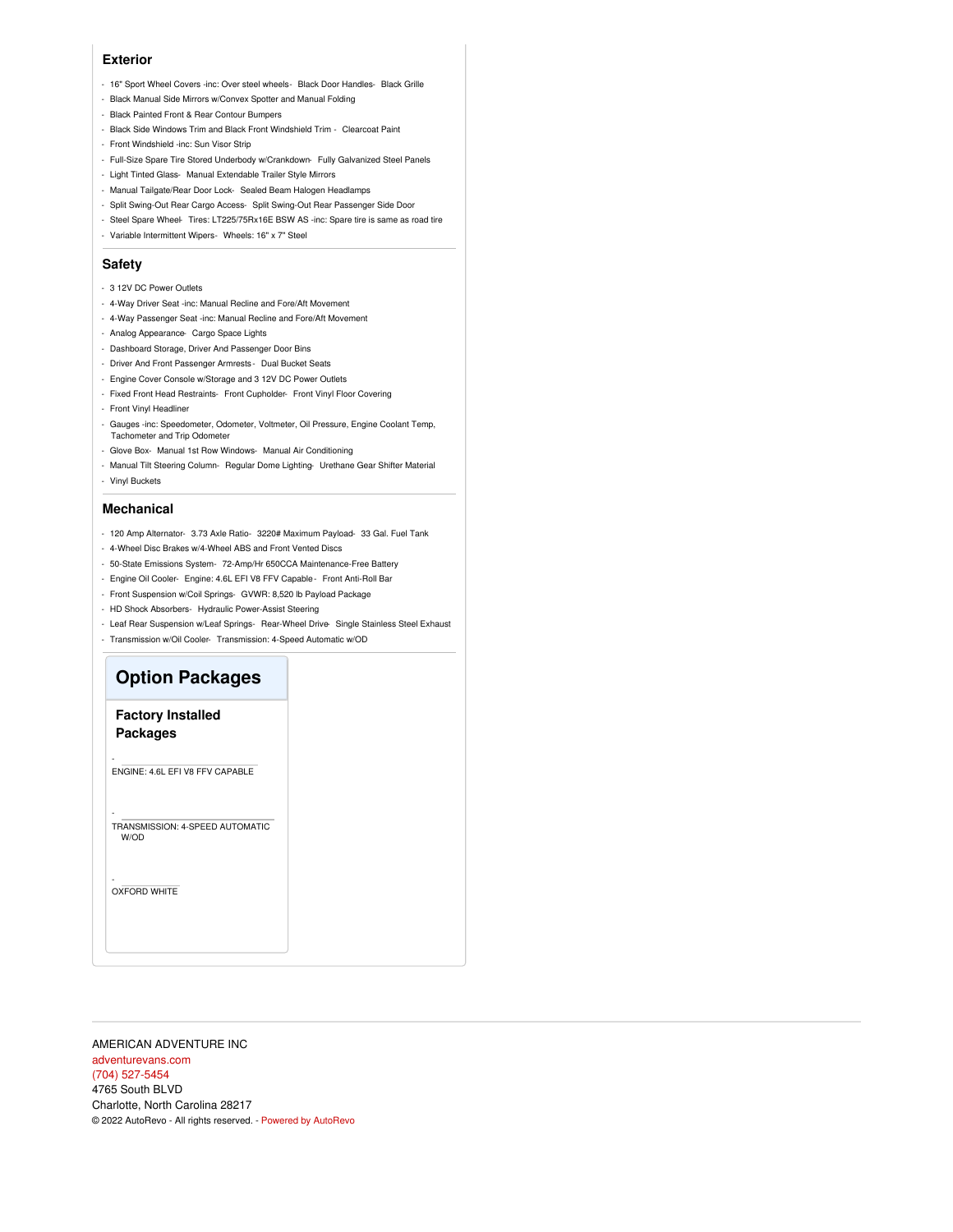## Exterior

- 16" Sport Wheel Covers -inc: Over steel wheels- Black Door Handles- Black Grille
- Black Manual Side Mirrors w/Convex Spotter and Manual Folding
- Black Painted Front & Rear Contour Bumpers
- Black Side Windows Trim and Black Front Windshield Trim - Clearcoat Paint
- Front Windshield -inc: Sun Visor Strip
- Full-Size Spare Tire Stored Underbody w/Crankdown- Fully Galvanized Steel Panels
- Light Tinted Glass- Manual Extendable Trailer Style Mirrors
- Manual Tailgate/Rear Door Lock- Sealed Beam Halogen Headlamps
- Split Swing-Out Rear Cargo Access- Split Swing-Out Rear Passenger Side Door
- Steel Spare Wheel- Tires: LT225/75Rx16E BSW AS -inc: Spare tire is same as road tire
- Variable Intermittent Wipers- Wheels: 16" x 7" Steel

## Safety

- 3 12V DC Power Outlets
- 4-Way Driver Seat -inc: Manual Recline and Fore/Aft Movement
- 4-Way Passenger Seat -inc: Manual Recline and Fore/Aft Movement
- Analog Appearance- Cargo Space Lights
- Dashboard Storage, Driver And Passenger Door Bins
- Driver And Front Passenger Armrests - Dual Bucket Seats
- Engine Cover Console w/Storage and 3 12V DC Power Outlets
- Fixed Front Head Restraints- Front Cupholder- Front Vinyl Floor Covering
- Front Vinyl Headliner
- Gauges -inc: Speedometer, Odometer, Voltmeter, Oil Pressure, Engine Coolant Temp, Tachometer and Trip Odometer
- Glove Box- Manual 1st Row Windows- Manual Air Conditioning
- Manual Tilt Steering Column- Regular Dome Lighting- Urethane Gear Shifter Material
- Vinyl Buckets

## Mechanical

- 120 Amp Alternator- 3.73 Axle Ratio- 3220# Maximum Payload- 33 Gal. Fuel Tank
- 4-Wheel Disc Brakes w/4-Wheel ABS and Front Vented Discs
- 50-State Emissions System- 72-Amp/Hr 650CCA Maintenance-Free Battery
- Engine Oil Cooler- Engine: 4.6L EFI V8 FFV Capable - Front Anti-Roll Bar
- Front Suspension w/Coil Springs- GVWR: 8,520 lb Payload Package
- HD Shock Absorbers- Hydraulic Power-Assist Steering
- Leaf Rear Suspension w/Leaf Springs- Rear-Wheel Drive- Single Stainless Steel Exhaust
- Transmission w/Oil Cooler- Transmission: 4-Speed Automatic w/OD

# Option Packages

### Factory Installed Packages

- ENGINE: 4.6L EFI V8 FFV CAPABLE
- TRANSMISSION: 4-SPEED AUTOMATIC W/OD
- OXFORD WHITE

AMERICAN ADVENTURE INC
adventurevans.com
(704) 527-5454
4765 South BLVD
Charlotte, North Carolina 28217
© 2022 AutoRevo - All rights reserved. - Powered by AutoRevo